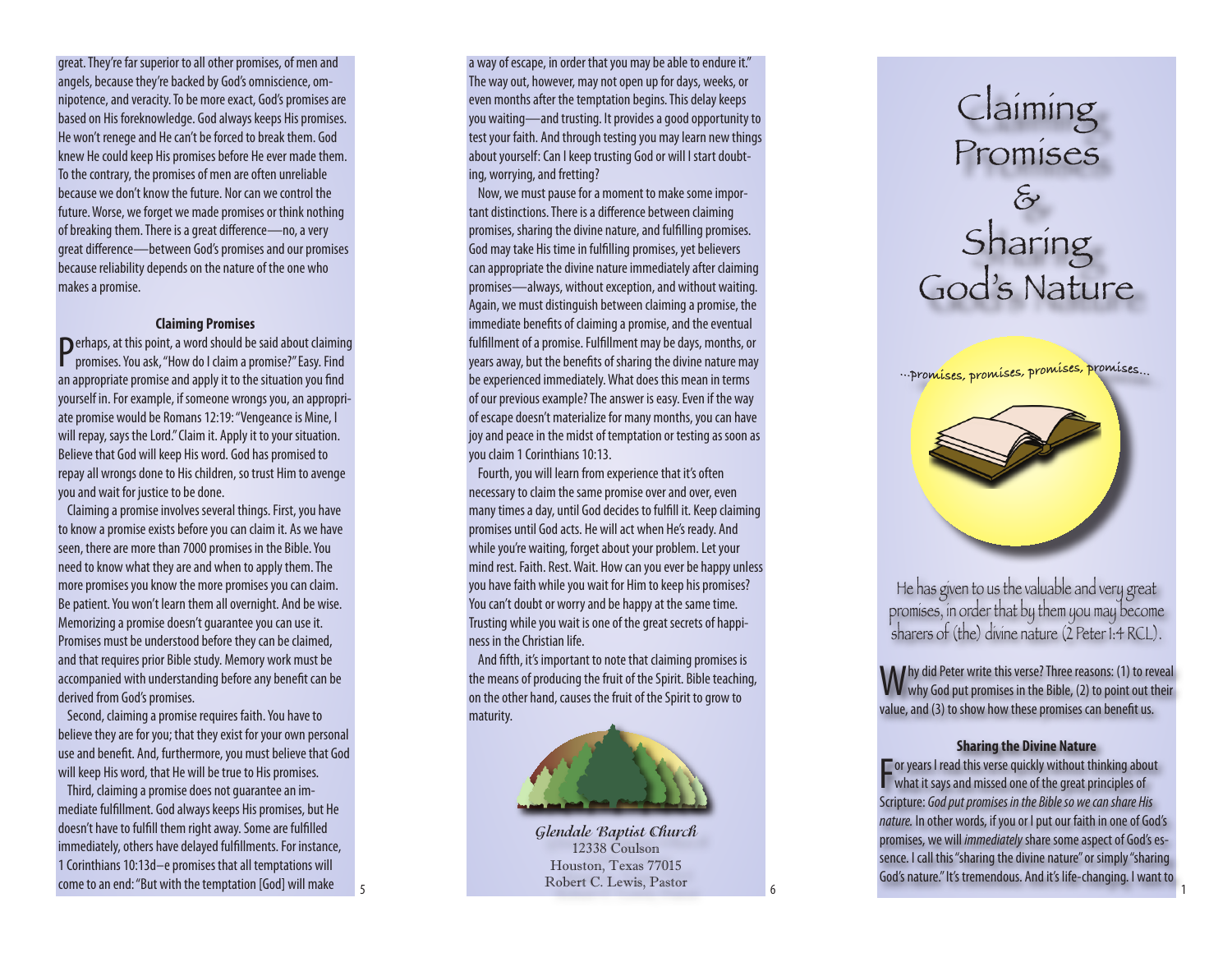great. They're far superior to all other promises, of men and angels, because they're backed by God's omniscience, omnipotence, and veracity. To be more exact, God's promises are based on His foreknowledge. God always keeps His promises. He won't renege and He can't be forced to break them. God knew He could keep His promises before He ever made them. To the contrary, the promises of men are often unreliable because we don't know the future. Nor can we control the future. Worse, we forget we made promises or think nothing of breaking them. There is a great difference—no, a very great difference—between God's promises and our promises because reliability depends on the nature of the one who makes a promise.

### Claiming Promises

Perhaps, at this point, a word should be said about claiming promises. You ask, "How do I claim a promise?" Easy. Find an appropriate promise and apply it to the situation you find yourself in. For example, if someone wrongs you, an appropriate promise would be Romans 12:19: "Vengeance is Mine, I will repay, says the Lord." Claim it. Apply it to your situation. Believe that God will keep His word. God has promised to repay all wrongs done to His children, so trust Him to avenge you and wait for justice to be done.

Claiming a promise involves several things. First, you have to know a promise exists before you can claim it. As we have seen, there are more than 7000 promises in the Bible. You need to know what they are and when to apply them. The more promises you know the more promises you can claim. Be patient. You won't learn them all overnight. And be wise. Memorizing a promise doesn't guarantee you can use it. Promises must be understood before they can be claimed, and that requires prior Bible study. Memory work must be accompanied with understanding before any benefit can be derived from God's promises.

Second, claiming a promise requires faith. You have to believe they are for you; that they exist for your own personal use and benefit. And, furthermore, you must believe that God will keep His word, that He will be true to His promises.

Third, claiming a promise does not guarantee an immediate fulfillment. God always keeps His promises, but He doesn't have to fulfill them right away. Some are fulfilled immediately, others have delayed fulfillments. For instance, 1 Corinthians 10:13d–e promises that all temptations will come to an end: "But with the temptation [God] will make a way of escape, in order that you may be able to endure it." The way out, however, may not open up for days, weeks, or even months after the temptation begins. This delay keeps you waiting—and trusting. It provides a good opportunity to test your faith. And through testing you may learn new things about yourself: Can I keep trusting God or will I start doubting, worrying, and fretting?

Now, we must pause for a moment to make some important distinctions. There is a difference between claiming promises, sharing the divine nature, and fulfilling promises. God may take His time in fulfilling promises, yet believers can appropriate the divine nature immediately after claiming promises—always, without exception, and without waiting. Again, we must distinguish between claiming a promise, the immediate benefits of claiming a promise, and the eventual fulfillment of a promise. Fulfillment may be days, months, or years away, but the benefits of sharing the divine nature may be experienced immediately. What does this mean in terms of our previous example? The answer is easy. Even if the way of escape doesn't materialize for many months, you can have joy and peace in the midst of temptation or testing as soon as you claim 1 Corinthians 10:13.

Fourth, you will learn from experience that it's often necessary to claim the same promise over and over, even many times a day, until God decides to fulfill it. Keep claiming promises until God acts. He will act when He's ready. And while you're waiting, forget about your problem. Let your mind rest. Faith. Rest. Wait. How can you ever be happy unless you have faith while you wait for Him to keep his promises? You can't doubt or worry and be happy at the same time. Trusting while you wait is one of the great secrets of happiness in the Christian life.

And fifth, it's important to note that claiming promises is the means of producing the fruit of the Spirit. Bible teaching, on the other hand, causes the fruit of the Spirit to grow to maturity.

*Glendale Baptist Church*
12338 Coulson
Houston, Texas 77015
Robert C. Lewis, Pastor

# Claiming Promises & Sharing God's Nature

...promises, promises, promises, promises...

He has given to us the valuable and very great promises, in order that by them you may become sharers of (the) divine nature (2 Peter 1:4 RCL).

Why did Peter write this verse? Three reasons: (1) to reveal why God put promises in the Bible, (2) to point out their value, and (3) to show how these promises can benefit us.

### Sharing the Divine Nature

For years I read this verse quickly without thinking about what it says and missed one of the great principles of Scripture: *God put promises in the Bible so we can share His nature.* In other words, if you or I put our faith in one of God's promises, we will *immediately* share some aspect of God's essence. I call this "sharing the divine nature" or simply "sharing God's nature." It's tremendous. And it's life-changing. I want to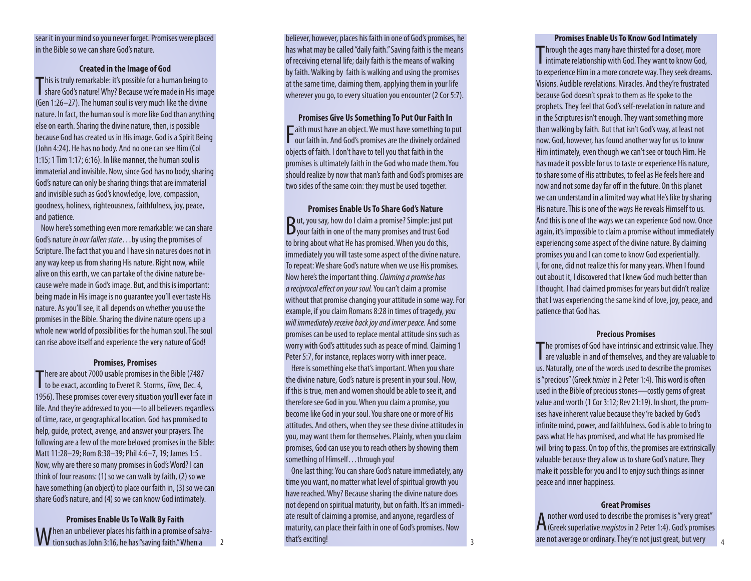sear it in your mind so you never forget. Promises were placed in the Bible so we can share God's nature.

### Created in the Image of God

This is truly remarkable: it's possible for a human being to share God's nature! Why? Because we're made in His image (Gen 1:26–27). The human soul is very much like the divine nature. In fact, the human soul is more like God than anything else on earth. Sharing the divine nature, then, is possible because God has created us in His image. God is a Spirit Being (John 4:24). He has no body. And no one can see Him (Col 1:15; 1 Tim 1:17; 6:16). In like manner, the human soul is immaterial and invisible. Now, since God has no body, sharing God's nature can only be sharing things that are immaterial and invisible such as God's knowledge, love, compassion, goodness, holiness, righteousness, faithfulness, joy, peace, and patience.

Now here's something even more remarkable: we can share God's nature *in our fallen state*. . . by using the promises of Scripture. The fact that you and I have sin natures does not in any way keep us from sharing His nature. Right now, while alive on this earth, we can partake of the divine nature because we're made in God's image. But, and this is important: being made in His image is no guarantee you'll ever taste His nature. As you'll see, it all depends on whether you use the promises in the Bible. Sharing the divine nature opens up a whole new world of possibilities for the human soul. The soul can rise above itself and experience the very nature of God!

### Promises, Promises

There are about 7000 usable promises in the Bible (7487 to be exact, according to Everet R. Storms, *Time,* Dec. 4, 1956). These promises cover every situation you'll ever face in life. And they're addressed to you—to all believers regardless of time, race, or geographical location. God has promised to help, guide, protect, avenge, and answer your prayers. The following are a few of the more beloved promises in the Bible: Matt 11:28–29; Rom 8:38–39; Phil 4:6–7, 19; James 1:5 . Now, why are there so many promises in God's Word? I can think of four reasons: (1) so we can walk by faith, (2) so we have something (an object) to place our faith in, (3) so we can share God's nature, and (4) so we can know God intimately.

### Promises Enable Us To Walk By Faith

When an unbeliever places his faith in a promise of salvation such as John 3:16, he has "saving faith." When a believer, however, places his faith in one of God's promises, he has what may be called "daily faith." Saving faith is the means of receiving eternal life; daily faith is the means of walking by faith. Walking by faith is walking and using the promises at the same time, claiming them, applying them in your life wherever you go, to every situation you encounter (2 Cor 5:7).

### Promises Give Us Something To Put Our Faith In

Faith must have an object. We must have something to put our faith in. And God's promises are the divinely ordained objects of faith. I don't have to tell you that faith in the promises is ultimately faith in the God who made them. You should realize by now that man's faith and God's promises are two sides of the same coin: they must be used together.

### Promises Enable Us To Share God's Nature

But, you say, how do I claim a promise? Simple: just put your faith in one of the many promises and trust God to bring about what He has promised. When you do this, immediately you will taste some aspect of the divine nature. To repeat: We share God's nature when we use His promises. Now here's the important thing. *Claiming a promise has a reciprocal effect on your soul.* You can't claim a promise without that promise changing your attitude in some way. For example, if you claim Romans 8:28 in times of tragedy, *you will immediately receive back joy and inner peace.* And some promises can be used to replace mental attitude sins such as worry with God's attitudes such as peace of mind. Claiming 1 Peter 5:7, for instance, replaces worry with inner peace.

Here is something else that's important. When you share the divine nature, God's nature is present in your soul. Now, if this is true, men and women should be able to see it, and therefore see God in you. When you claim a promise, you become like God in your soul. You share one or more of His attitudes. And others, when they see these divine attitudes in you, may want them for themselves. Plainly, when you claim promises, God can use you to reach others by showing them something of Himself. . . through you!

One last thing: You can share God's nature immediately, any time you want, no matter what level of spiritual growth you have reached. Why? Because sharing the divine nature does not depend on spiritual maturity, but on faith. It's an immediate result of claiming a promise, and anyone, regardless of maturity, can place their faith in one of God's promises. Now that's exciting!

### Promises Enable Us To Know God Intimately

Through the ages many have thirsted for a closer, more intimate relationship with God. They want to know God, to experience Him in a more concrete way. They seek dreams. Visions. Audible revelations. Miracles. And they're frustrated because God doesn't speak to them as He spoke to the prophets. They feel that God's self-revelation in nature and in the Scriptures isn't enough. They want something more than walking by faith. But that isn't God's way, at least not now. God, however, has found another way for us to know Him intimately, even though we can't see or touch Him. He has made it possible for us to taste or experience His nature, to share some of His attributes, to feel as He feels here and now and not some day far off in the future. On this planet we can understand in a limited way what He's like by sharing His nature. This is one of the ways He reveals Himself to us. And this is one of the ways we can experience God now. Once again, it's impossible to claim a promise without immediately experiencing some aspect of the divine nature. By claiming promises you and I can come to know God experientially. I, for one, did not realize this for many years. When I found out about it, I discovered that I knew God much better than I thought. I had claimed promises for years but didn't realize that I was experiencing the same kind of love, joy, peace, and patience that God has.

### Precious Promises

The promises of God have intrinsic and extrinsic value. They are valuable in and of themselves, and they are valuable to us. Naturally, one of the words used to describe the promises is "precious" (Greek *timios* in 2 Peter 1:4). This word is often used in the Bible of precious stones—costly gems of great value and worth (1 Cor 3:12; Rev 21:19). In short, the promises have inherent value because they 're backed by God's infinite mind, power, and faithfulness. God is able to bring to pass what He has promised, and what He has promised He will bring to pass. On top of this, the promises are extrinsically valuable because they allow us to share God's nature. They make it possible for you and I to enjoy such things as inner peace and inner happiness.

### Great Promises

Another word used to describe the promises is "very great" (Greek superlative *megistos* in 2 Peter 1:4). God's promises are not average or ordinary. They're not just great, but very